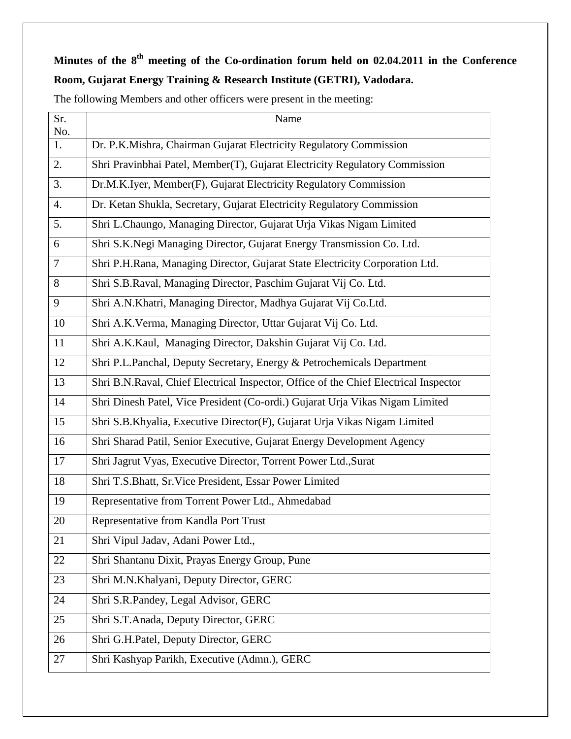**Minutes of the 8th meeting of the Co-ordination forum held on 02.04.2011 in the Conference Room, Gujarat Energy Training & Research Institute (GETRI), Vadodara.**

The following Members and other officers were present in the meeting:

| Sr. No. | Name |
|---|---|
| 1. | Dr. P.K.Mishra, Chairman Gujarat Electricity Regulatory Commission |
| 2. | Shri Pravinbhai Patel, Member(T), Gujarat Electricity Regulatory Commission |
| 3. | Dr.M.K.Iyer, Member(F), Gujarat Electricity Regulatory Commission |
| 4. | Dr. Ketan Shukla, Secretary, Gujarat Electricity Regulatory Commission |
| 5. | Shri L.Chaungo, Managing Director, Gujarat Urja Vikas Nigam Limited |
| 6 | Shri S.K.Negi Managing Director, Gujarat Energy Transmission Co. Ltd. |
| 7 | Shri P.H.Rana, Managing Director, Gujarat State Electricity Corporation Ltd. |
| 8 | Shri S.B.Raval, Managing Director, Paschim Gujarat Vij Co. Ltd. |
| 9 | Shri A.N.Khatri, Managing Director, Madhya Gujarat Vij Co.Ltd. |
| 10 | Shri A.K.Verma, Managing Director, Uttar Gujarat Vij Co. Ltd. |
| 11 | Shri A.K.Kaul, Managing Director, Dakshin Gujarat Vij Co. Ltd. |
| 12 | Shri P.L.Panchal, Deputy Secretary, Energy & Petrochemicals Department |
| 13 | Shri B.N.Raval, Chief Electrical Inspector, Office of the Chief Electrical Inspector |
| 14 | Shri Dinesh Patel, Vice President (Co-ordi.) Gujarat Urja Vikas Nigam Limited |
| 15 | Shri S.B.Khyalia, Executive Director(F), Gujarat Urja Vikas Nigam Limited |
| 16 | Shri Sharad Patil, Senior Executive, Gujarat Energy Development Agency |
| 17 | Shri Jagrut Vyas, Executive Director, Torrent Power Ltd.,Surat |
| 18 | Shri T.S.Bhatt, Sr.Vice President, Essar Power Limited |
| 19 | Representative from Torrent Power Ltd., Ahmedabad |
| 20 | Representative from Kandla Port Trust |
| 21 | Shri Vipul Jadav, Adani Power Ltd., |
| 22 | Shri Shantanu Dixit, Prayas Energy Group, Pune |
| 23 | Shri M.N.Khalyani, Deputy Director, GERC |
| 24 | Shri S.R.Pandey, Legal Advisor, GERC |
| 25 | Shri S.T.Anada, Deputy Director, GERC |
| 26 | Shri G.H.Patel, Deputy Director, GERC |
| 27 | Shri Kashyap Parikh, Executive (Admn.), GERC |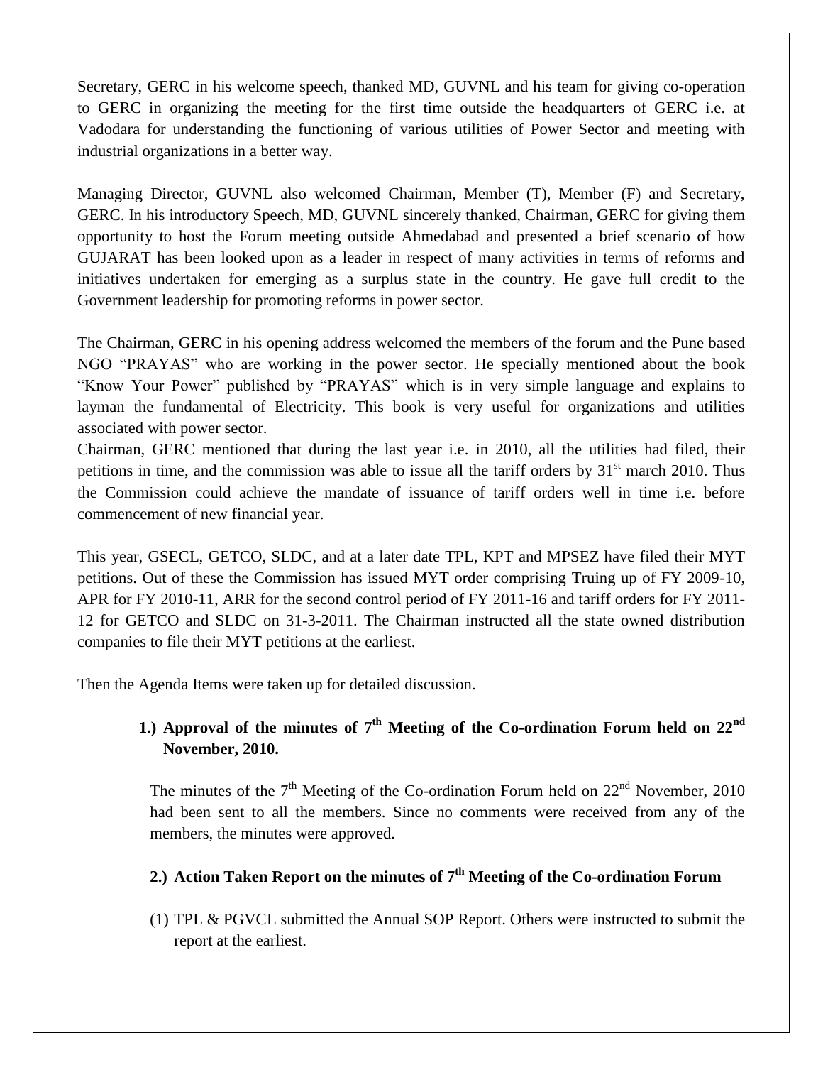Secretary, GERC in his welcome speech, thanked MD, GUVNL and his team for giving co-operation to GERC in organizing the meeting for the first time outside the headquarters of GERC i.e. at Vadodara for understanding the functioning of various utilities of Power Sector and meeting with industrial organizations in a better way.

Managing Director, GUVNL also welcomed Chairman, Member (T), Member (F) and Secretary, GERC. In his introductory Speech, MD, GUVNL sincerely thanked, Chairman, GERC for giving them opportunity to host the Forum meeting outside Ahmedabad and presented a brief scenario of how GUJARAT has been looked upon as a leader in respect of many activities in terms of reforms and initiatives undertaken for emerging as a surplus state in the country. He gave full credit to the Government leadership for promoting reforms in power sector.

The Chairman, GERC in his opening address welcomed the members of the forum and the Pune based NGO "PRAYAS" who are working in the power sector. He specially mentioned about the book "Know Your Power" published by "PRAYAS" which is in very simple language and explains to layman the fundamental of Electricity. This book is very useful for organizations and utilities associated with power sector.

Chairman, GERC mentioned that during the last year i.e. in 2010, all the utilities had filed, their petitions in time, and the commission was able to issue all the tariff orders by 31st march 2010. Thus the Commission could achieve the mandate of issuance of tariff orders well in time i.e. before commencement of new financial year.

This year, GSECL, GETCO, SLDC, and at a later date TPL, KPT and MPSEZ have filed their MYT petitions. Out of these the Commission has issued MYT order comprising Truing up of FY 2009-10, APR for FY 2010-11, ARR for the second control period of FY 2011-16 and tariff orders for FY 2011-12 for GETCO and SLDC on 31-3-2011. The Chairman instructed all the state owned distribution companies to file their MYT petitions at the earliest.

Then the Agenda Items were taken up for detailed discussion.

## 1.) Approval of the minutes of 7th Meeting of the Co-ordination Forum held on 22nd November, 2010.

The minutes of the 7th Meeting of the Co-ordination Forum held on 22nd November, 2010 had been sent to all the members. Since no comments were received from any of the members, the minutes were approved.

## 2.) Action Taken Report on the minutes of 7th Meeting of the Co-ordination Forum

(1) TPL & PGVCL submitted the Annual SOP Report. Others were instructed to submit the report at the earliest.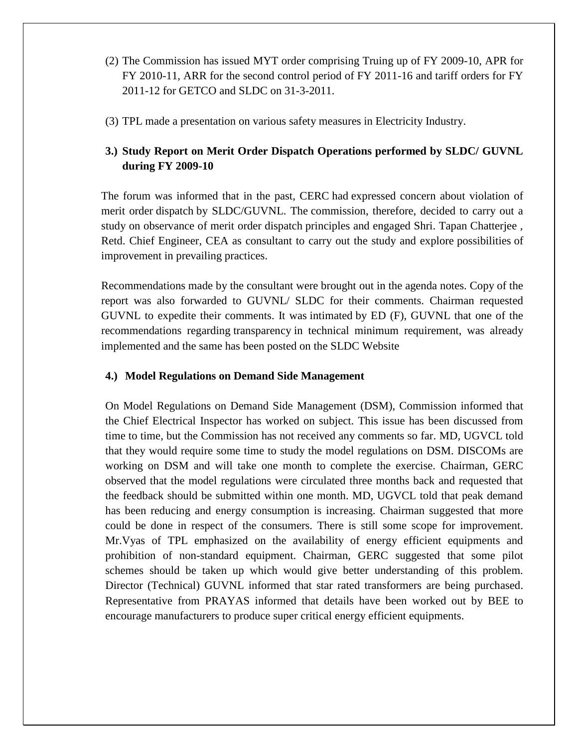(2) The Commission has issued MYT order comprising Truing up of FY 2009-10, APR for FY 2010-11, ARR for the second control period of FY 2011-16 and tariff orders for FY 2011-12 for GETCO and SLDC on 31-3-2011.

(3) TPL made a presentation on various safety measures in Electricity Industry.

### 3.) Study Report on Merit Order Dispatch Operations performed by SLDC/ GUVNL during FY 2009-10

The forum was informed that in the past, CERC had expressed concern about violation of merit order dispatch by SLDC/GUVNL. The commission, therefore, decided to carry out a study on observance of merit order dispatch principles and engaged Shri. Tapan Chatterjee , Retd. Chief Engineer, CEA as consultant to carry out the study and explore possibilities of improvement in prevailing practices.

Recommendations made by the consultant were brought out in the agenda notes. Copy of the report was also forwarded to GUVNL/ SLDC for their comments. Chairman requested GUVNL to expedite their comments. It was intimated by ED (F), GUVNL that one of the recommendations regarding transparency in technical minimum requirement, was already implemented and the same has been posted on the SLDC Website

### 4.) Model Regulations on Demand Side Management

On Model Regulations on Demand Side Management (DSM), Commission informed that the Chief Electrical Inspector has worked on subject. This issue has been discussed from time to time, but the Commission has not received any comments so far. MD, UGVCL told that they would require some time to study the model regulations on DSM. DISCOMs are working on DSM and will take one month to complete the exercise. Chairman, GERC observed that the model regulations were circulated three months back and requested that the feedback should be submitted within one month. MD, UGVCL told that peak demand has been reducing and energy consumption is increasing. Chairman suggested that more could be done in respect of the consumers. There is still some scope for improvement. Mr.Vyas of TPL emphasized on the availability of energy efficient equipments and prohibition of non-standard equipment. Chairman, GERC suggested that some pilot schemes should be taken up which would give better understanding of this problem. Director (Technical) GUVNL informed that star rated transformers are being purchased. Representative from PRAYAS informed that details have been worked out by BEE to encourage manufacturers to produce super critical energy efficient equipments.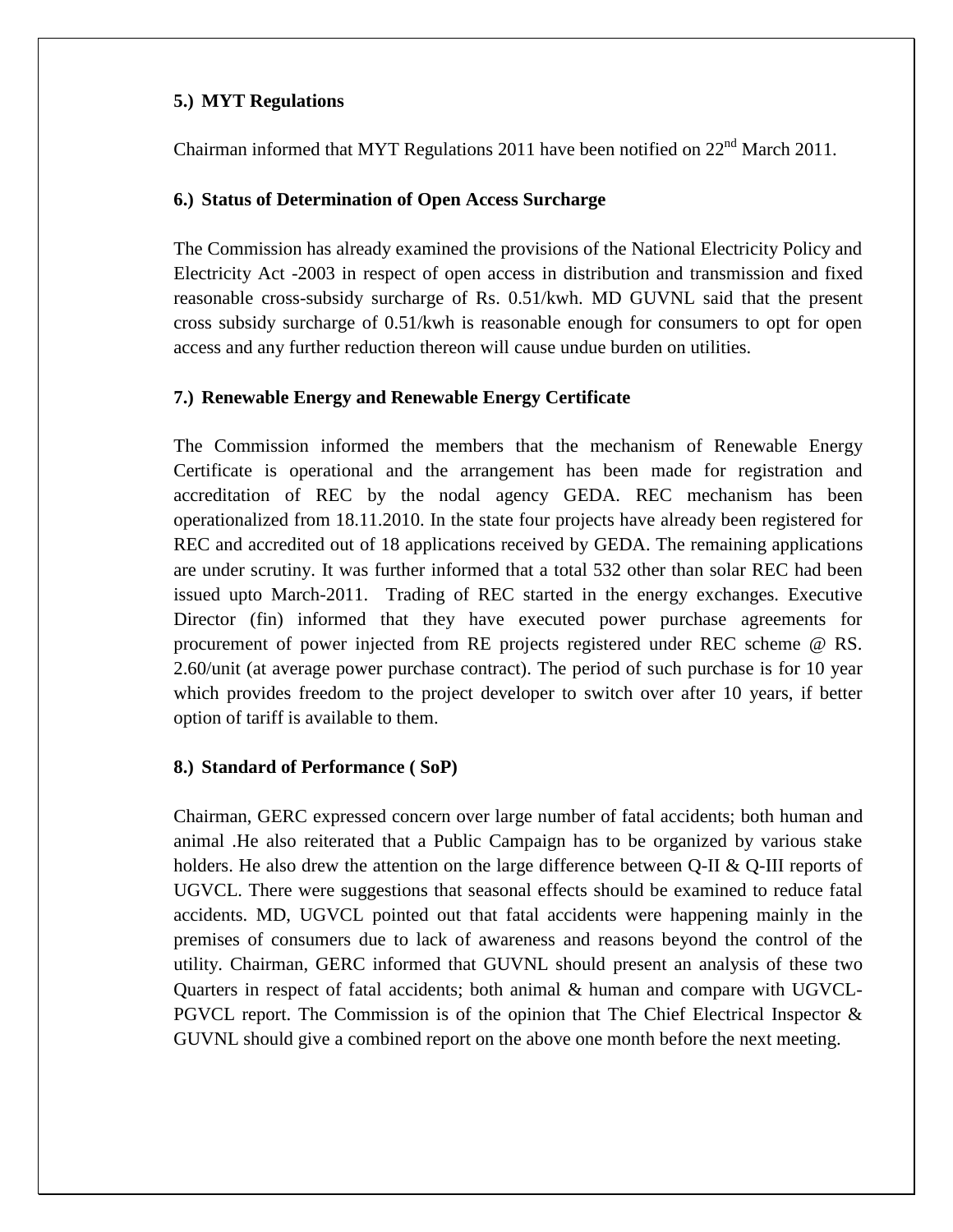### 5.) MYT Regulations

Chairman informed that MYT Regulations 2011 have been notified on 22nd March 2011.

### 6.) Status of Determination of Open Access Surcharge

The Commission has already examined the provisions of the National Electricity Policy and Electricity Act -2003 in respect of open access in distribution and transmission and fixed reasonable cross-subsidy surcharge of Rs. 0.51/kwh. MD GUVNL said that the present cross subsidy surcharge of 0.51/kwh is reasonable enough for consumers to opt for open access and any further reduction thereon will cause undue burden on utilities.

### 7.) Renewable Energy and Renewable Energy Certificate

The Commission informed the members that the mechanism of Renewable Energy Certificate is operational and the arrangement has been made for registration and accreditation of REC by the nodal agency GEDA. REC mechanism has been operationalized from 18.11.2010. In the state four projects have already been registered for REC and accredited out of 18 applications received by GEDA. The remaining applications are under scrutiny. It was further informed that a total 532 other than solar REC had been issued upto March-2011. Trading of REC started in the energy exchanges. Executive Director (fin) informed that they have executed power purchase agreements for procurement of power injected from RE projects registered under REC scheme @ RS. 2.60/unit (at average power purchase contract). The period of such purchase is for 10 year which provides freedom to the project developer to switch over after 10 years, if better option of tariff is available to them.

### 8.) Standard of Performance ( SoP)

Chairman, GERC expressed concern over large number of fatal accidents; both human and animal .He also reiterated that a Public Campaign has to be organized by various stake holders. He also drew the attention on the large difference between Q-II & Q-III reports of UGVCL. There were suggestions that seasonal effects should be examined to reduce fatal accidents. MD, UGVCL pointed out that fatal accidents were happening mainly in the premises of consumers due to lack of awareness and reasons beyond the control of the utility. Chairman, GERC informed that GUVNL should present an analysis of these two Quarters in respect of fatal accidents; both animal & human and compare with UGVCL-PGVCL report. The Commission is of the opinion that The Chief Electrical Inspector & GUVNL should give a combined report on the above one month before the next meeting.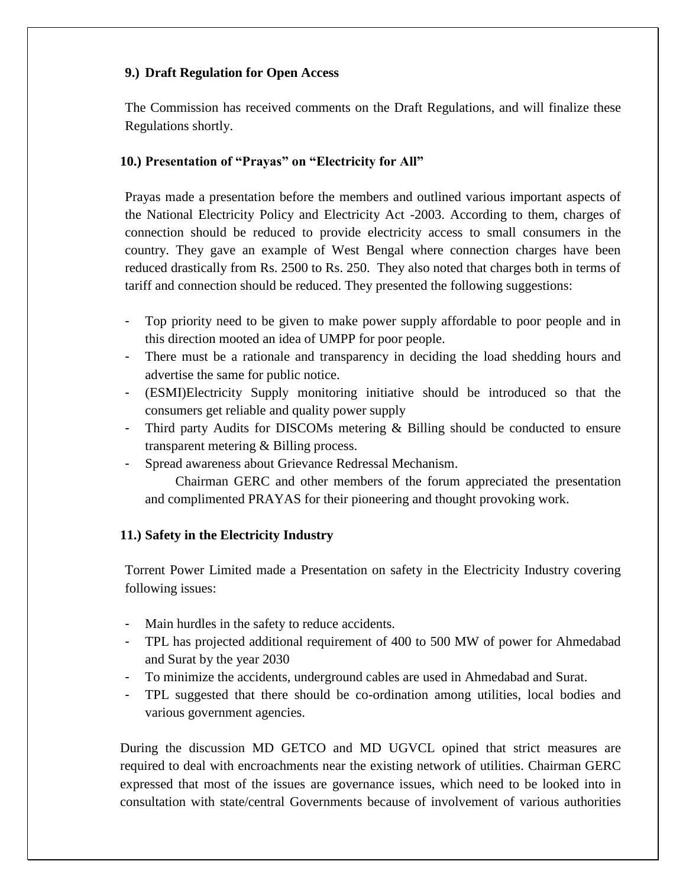**9.) Draft Regulation for Open Access**

The Commission has received comments on the Draft Regulations, and will finalize these Regulations shortly.

**10.) Presentation of "Prayas" on "Electricity for All"**

Prayas made a presentation before the members and outlined various important aspects of the National Electricity Policy and Electricity Act -2003. According to them, charges of connection should be reduced to provide electricity access to small consumers in the country. They gave an example of West Bengal where connection charges have been reduced drastically from Rs. 2500 to Rs. 250. They also noted that charges both in terms of tariff and connection should be reduced. They presented the following suggestions:

- Top priority need to be given to make power supply affordable to poor people and in this direction mooted an idea of UMPP for poor people.
- There must be a rationale and transparency in deciding the load shedding hours and advertise the same for public notice.
- (ESMI)Electricity Supply monitoring initiative should be introduced so that the consumers get reliable and quality power supply
- Third party Audits for DISCOMs metering & Billing should be conducted to ensure transparent metering & Billing process.
- Spread awareness about Grievance Redressal Mechanism.

  Chairman GERC and other members of the forum appreciated the presentation and complimented PRAYAS for their pioneering and thought provoking work.

**11.) Safety in the Electricity Industry**

Torrent Power Limited made a Presentation on safety in the Electricity Industry covering following issues:

- Main hurdles in the safety to reduce accidents.
- TPL has projected additional requirement of 400 to 500 MW of power for Ahmedabad and Surat by the year 2030
- To minimize the accidents, underground cables are used in Ahmedabad and Surat.
- TPL suggested that there should be co-ordination among utilities, local bodies and various government agencies.

During the discussion MD GETCO and MD UGVCL opined that strict measures are required to deal with encroachments near the existing network of utilities. Chairman GERC expressed that most of the issues are governance issues, which need to be looked into in consultation with state/central Governments because of involvement of various authorities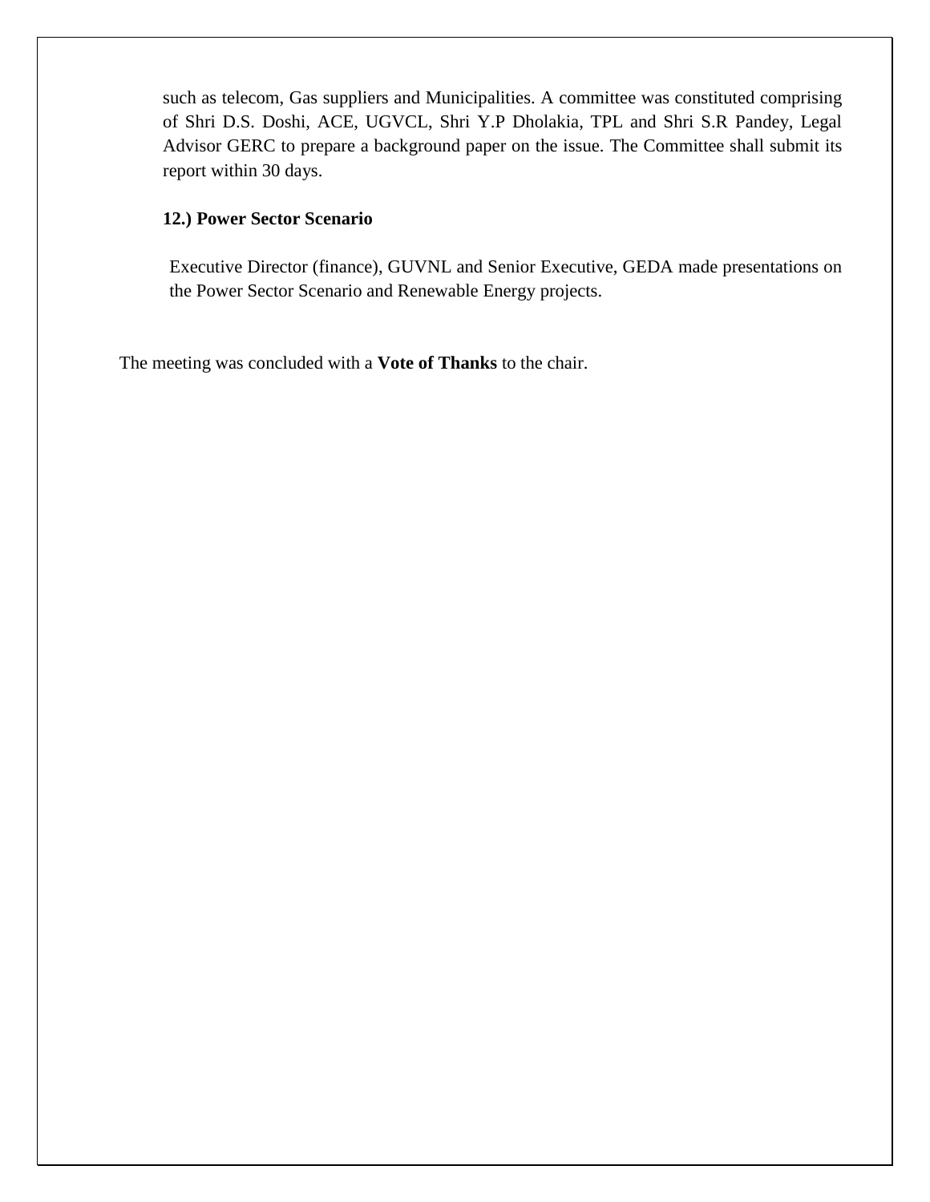such as telecom, Gas suppliers and Municipalities. A committee was constituted comprising of Shri D.S. Doshi, ACE, UGVCL, Shri Y.P Dholakia, TPL and Shri S.R Pandey, Legal Advisor GERC to prepare a background paper on the issue. The Committee shall submit its report within 30 days.

**12.) Power Sector Scenario**

Executive Director (finance), GUVNL and Senior Executive, GEDA made presentations on the Power Sector Scenario and Renewable Energy projects.

The meeting was concluded with a **Vote of Thanks** to the chair.